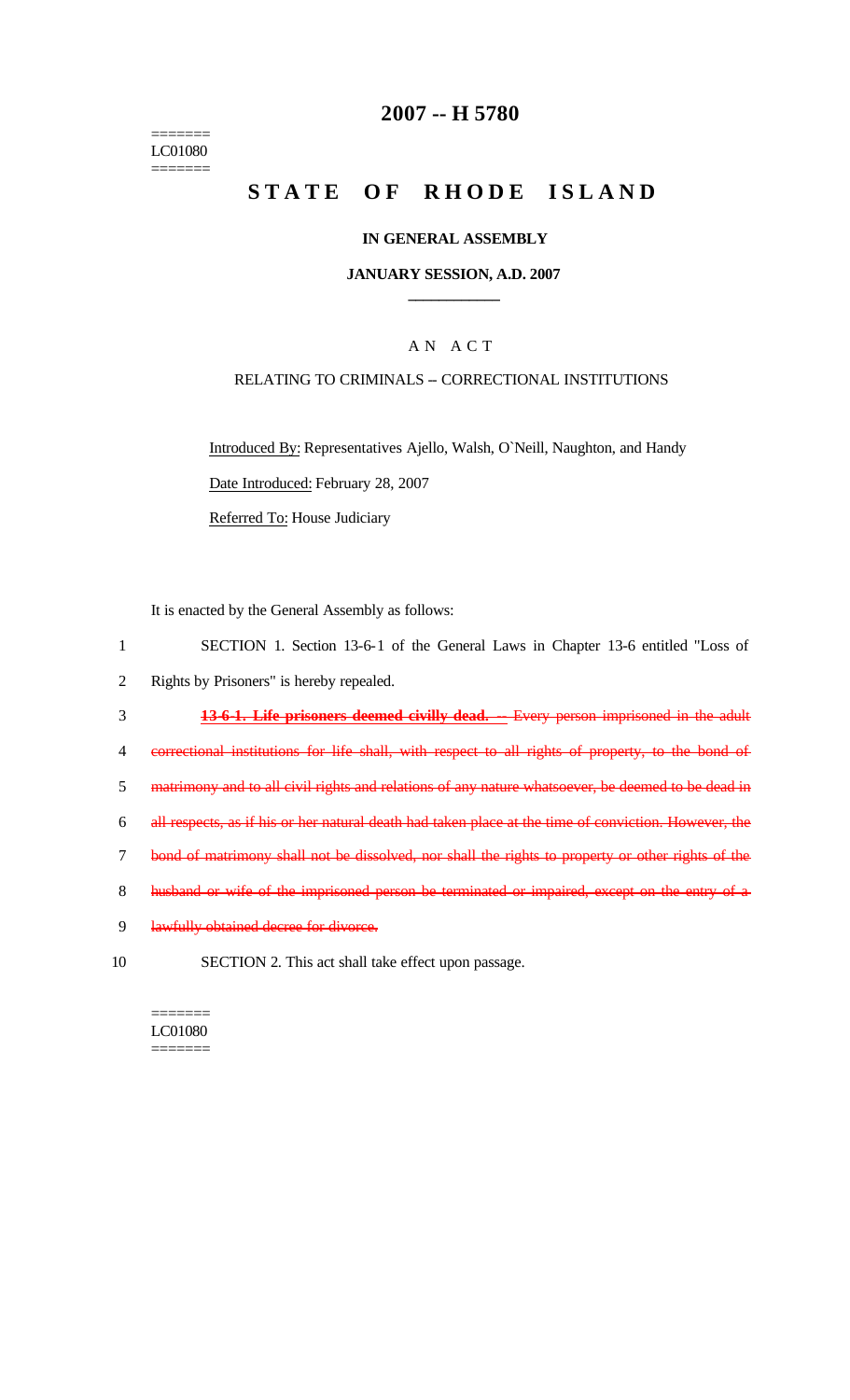# 2007 -- H 5780

=======
LC01080
=======

## STATE OF RHODE ISLAND

### IN GENERAL ASSEMBLY

### JANUARY SESSION, A.D. 2007

---

A N A C T

RELATING TO CRIMINALS -- CORRECTIONAL INSTITUTIONS

Introduced By: Representatives Ajello, Walsh, O`Neill, Naughton, and Handy

Date Introduced: February 28, 2007

Referred To: House Judiciary

It is enacted by the General Assembly as follows:

1 SECTION 1. Section 13-6-1 of the General Laws in Chapter 13-6 entitled "Loss of
2 Rights by Prisoners" is hereby repealed.

3 ~~**13-6-1. Life prisoners deemed civilly dead.** -- Every person imprisoned in the adult~~
4 ~~correctional institutions for life shall, with respect to all rights of property, to the bond of~~
5 ~~matrimony and to all civil rights and relations of any nature whatsoever, be deemed to be dead in~~
6 ~~all respects, as if his or her natural death had taken place at the time of conviction. However, the~~
7 ~~bond of matrimony shall not be dissolved, nor shall the rights to property or other rights of the~~
8 ~~husband or wife of the imprisoned person be terminated or impaired, except on the entry of a~~
9 ~~lawfully obtained decree for divorce.~~

10 SECTION 2. This act shall take effect upon passage.

=======
LC01080
=======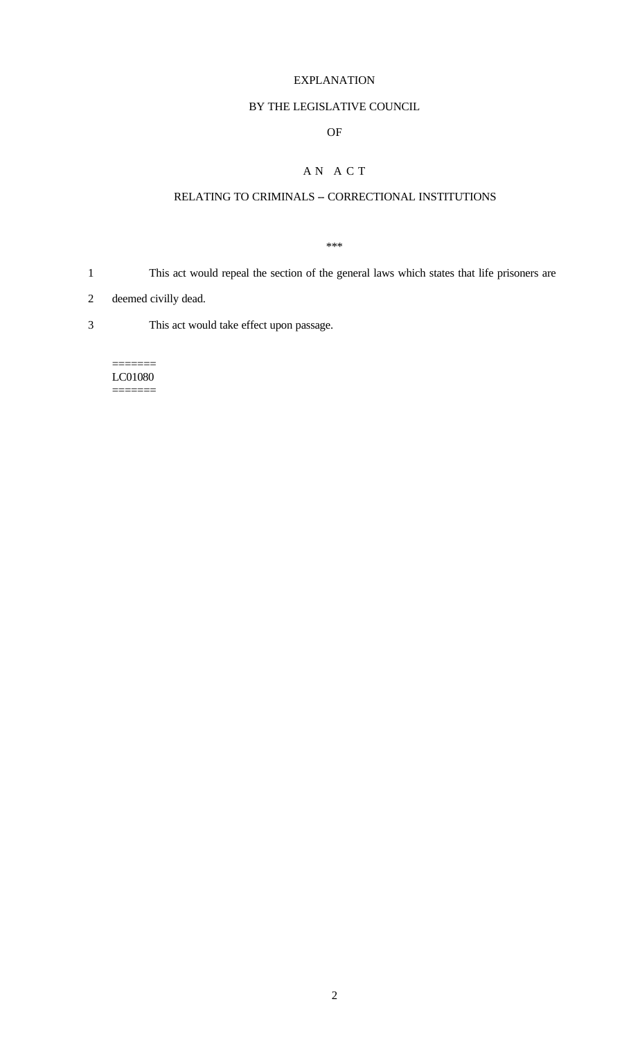EXPLANATION

BY THE LEGISLATIVE COUNCIL

OF

A N  A C T

RELATING TO CRIMINALS -- CORRECTIONAL INSTITUTIONS

\*\*\*

1 This act would repeal the section of the general laws which states that life prisoners are
2 deemed civilly dead.

3 This act would take effect upon passage.

=======
LC01080
=======